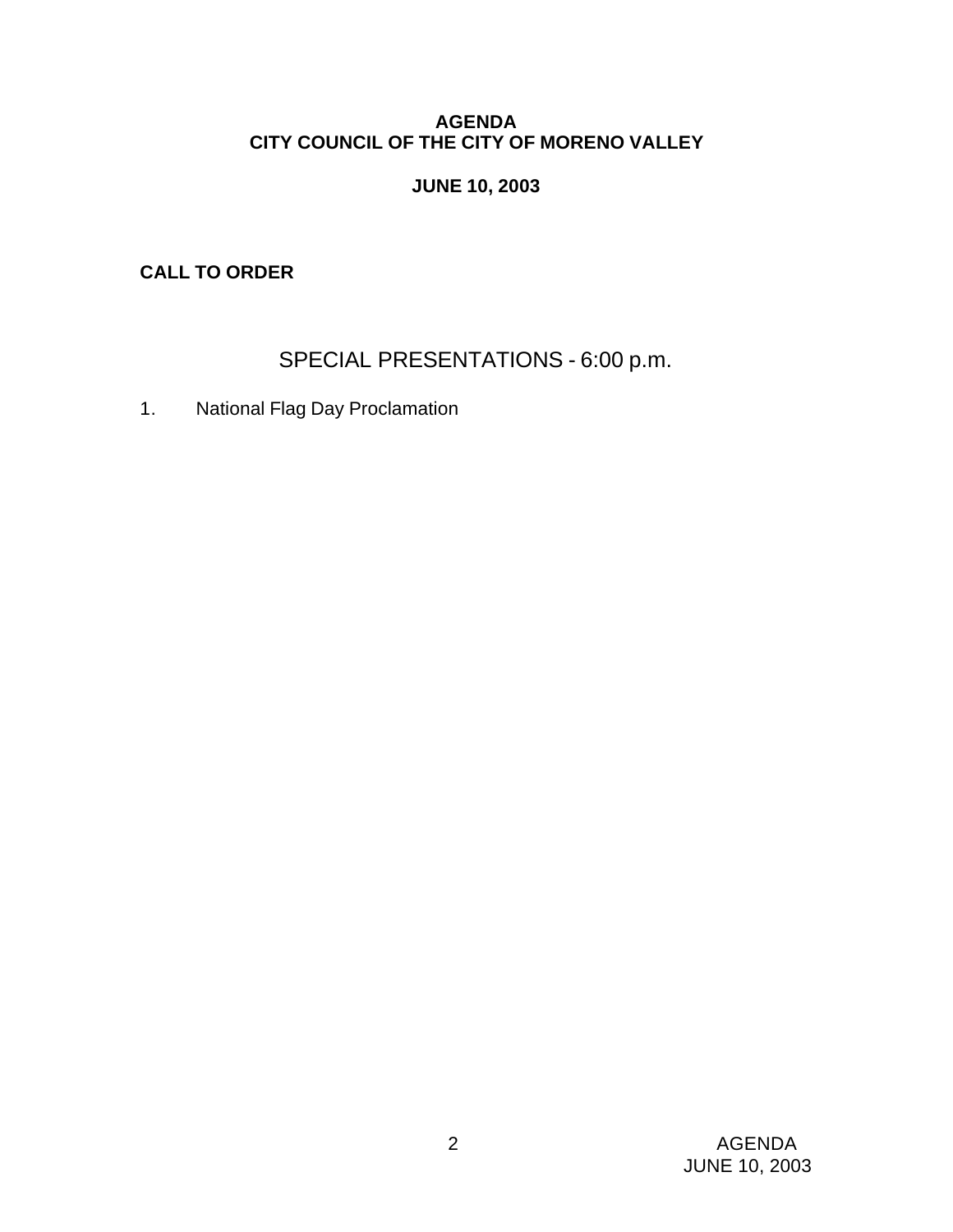# AGENDA
# CITY COUNCIL OF THE CITY OF MORENO VALLEY

**JUNE 10, 2003**

**CALL TO ORDER**

## SPECIAL PRESENTATIONS - 6:00 p.m.

1. National Flag Day Proclamation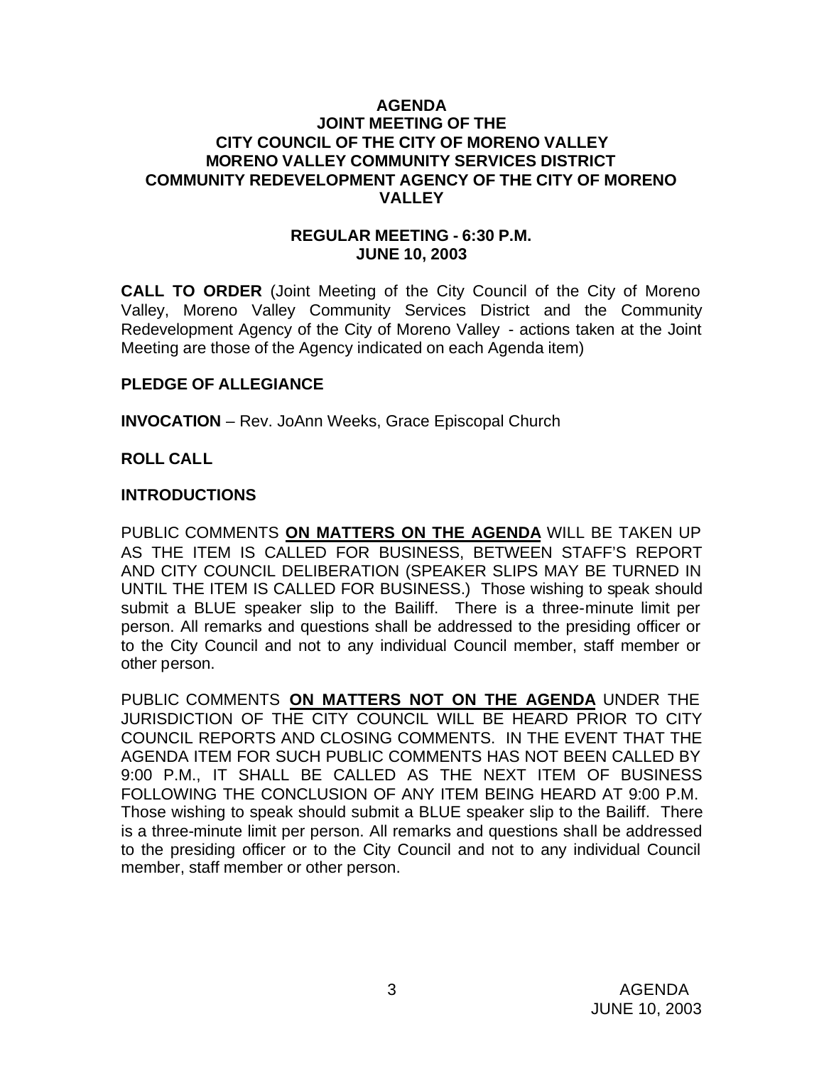# AGENDA
## JOINT MEETING OF THE CITY COUNCIL OF THE CITY OF MORENO VALLEY MORENO VALLEY COMMUNITY SERVICES DISTRICT COMMUNITY REDEVELOPMENT AGENCY OF THE CITY OF MORENO VALLEY

### REGULAR MEETING - 6:30 P.M.
### JUNE 10, 2003

**CALL TO ORDER** (Joint Meeting of the City Council of the City of Moreno Valley, Moreno Valley Community Services District and the Community Redevelopment Agency of the City of Moreno Valley - actions taken at the Joint Meeting are those of the Agency indicated on each Agenda item)

**PLEDGE OF ALLEGIANCE**

**INVOCATION** – Rev. JoAnn Weeks, Grace Episcopal Church

**ROLL CALL**

**INTRODUCTIONS**

PUBLIC COMMENTS **ON MATTERS ON THE AGENDA** WILL BE TAKEN UP AS THE ITEM IS CALLED FOR BUSINESS, BETWEEN STAFF'S REPORT AND CITY COUNCIL DELIBERATION (SPEAKER SLIPS MAY BE TURNED IN UNTIL THE ITEM IS CALLED FOR BUSINESS.) Those wishing to speak should submit a BLUE speaker slip to the Bailiff. There is a three-minute limit per person. All remarks and questions shall be addressed to the presiding officer or to the City Council and not to any individual Council member, staff member or other person.

PUBLIC COMMENTS **ON MATTERS NOT ON THE AGENDA** UNDER THE JURISDICTION OF THE CITY COUNCIL WILL BE HEARD PRIOR TO CITY COUNCIL REPORTS AND CLOSING COMMENTS. IN THE EVENT THAT THE AGENDA ITEM FOR SUCH PUBLIC COMMENTS HAS NOT BEEN CALLED BY 9:00 P.M., IT SHALL BE CALLED AS THE NEXT ITEM OF BUSINESS FOLLOWING THE CONCLUSION OF ANY ITEM BEING HEARD AT 9:00 P.M. Those wishing to speak should submit a BLUE speaker slip to the Bailiff. There is a three-minute limit per person. All remarks and questions shall be addressed to the presiding officer or to the City Council and not to any individual Council member, staff member or other person.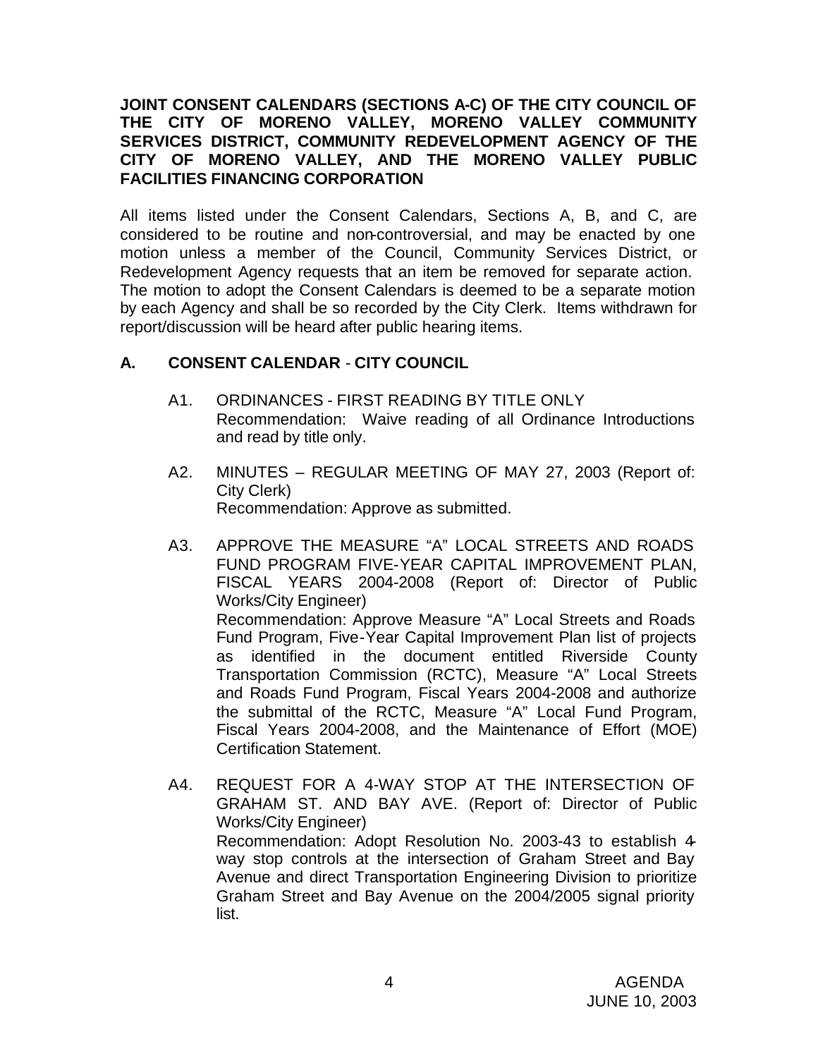**JOINT CONSENT CALENDARS (SECTIONS A-C) OF THE CITY COUNCIL OF THE CITY OF MORENO VALLEY, MORENO VALLEY COMMUNITY SERVICES DISTRICT, COMMUNITY REDEVELOPMENT AGENCY OF THE CITY OF MORENO VALLEY, AND THE MORENO VALLEY PUBLIC FACILITIES FINANCING CORPORATION**

All items listed under the Consent Calendars, Sections A, B, and C, are considered to be routine and non-controversial, and may be enacted by one motion unless a member of the Council, Community Services District, or Redevelopment Agency requests that an item be removed for separate action. The motion to adopt the Consent Calendars is deemed to be a separate motion by each Agency and shall be so recorded by the City Clerk. Items withdrawn for report/discussion will be heard after public hearing items.

## A. CONSENT CALENDAR - CITY COUNCIL

A1. ORDINANCES - FIRST READING BY TITLE ONLY
Recommendation: Waive reading of all Ordinance Introductions and read by title only.

A2. MINUTES – REGULAR MEETING OF MAY 27, 2003 (Report of: City Clerk)
Recommendation: Approve as submitted.

A3. APPROVE THE MEASURE "A" LOCAL STREETS AND ROADS FUND PROGRAM FIVE-YEAR CAPITAL IMPROVEMENT PLAN, FISCAL YEARS 2004-2008 (Report of: Director of Public Works/City Engineer)
Recommendation: Approve Measure "A" Local Streets and Roads Fund Program, Five-Year Capital Improvement Plan list of projects as identified in the document entitled Riverside County Transportation Commission (RCTC), Measure "A" Local Streets and Roads Fund Program, Fiscal Years 2004-2008 and authorize the submittal of the RCTC, Measure "A" Local Fund Program, Fiscal Years 2004-2008, and the Maintenance of Effort (MOE) Certification Statement.

A4. REQUEST FOR A 4-WAY STOP AT THE INTERSECTION OF GRAHAM ST. AND BAY AVE. (Report of: Director of Public Works/City Engineer)
Recommendation: Adopt Resolution No. 2003-43 to establish 4-way stop controls at the intersection of Graham Street and Bay Avenue and direct Transportation Engineering Division to prioritize Graham Street and Bay Avenue on the 2004/2005 signal priority list.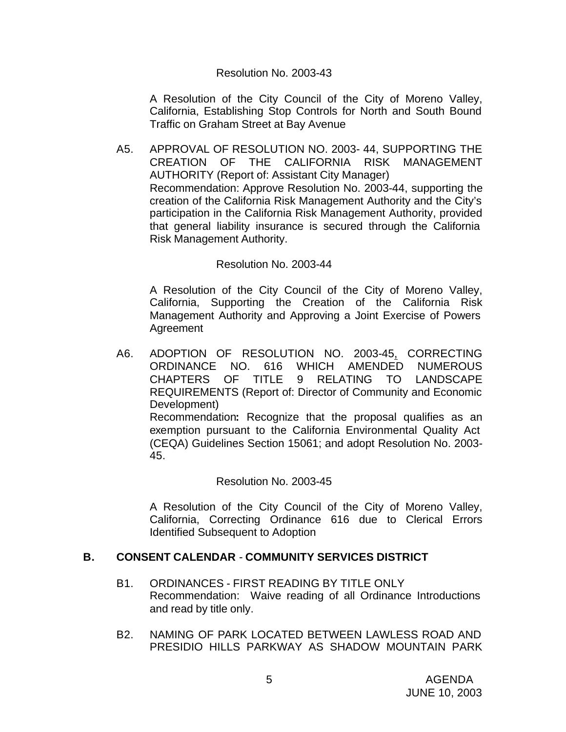Resolution No. 2003-43

A Resolution of the City Council of the City of Moreno Valley, California, Establishing Stop Controls for North and South Bound Traffic on Graham Street at Bay Avenue

A5. APPROVAL OF RESOLUTION NO. 2003- 44, SUPPORTING THE CREATION OF THE CALIFORNIA RISK MANAGEMENT AUTHORITY (Report of: Assistant City Manager)
Recommendation: Approve Resolution No. 2003-44, supporting the creation of the California Risk Management Authority and the City's participation in the California Risk Management Authority, provided that general liability insurance is secured through the California Risk Management Authority.

Resolution No. 2003-44

A Resolution of the City Council of the City of Moreno Valley, California, Supporting the Creation of the California Risk Management Authority and Approving a Joint Exercise of Powers Agreement

A6. ADOPTION OF RESOLUTION NO. 2003-45, CORRECTING ORDINANCE NO. 616 WHICH AMENDED NUMEROUS CHAPTERS OF TITLE 9 RELATING TO LANDSCAPE REQUIREMENTS (Report of: Director of Community and Economic Development)
Recommendation**:** Recognize that the proposal qualifies as an exemption pursuant to the California Environmental Quality Act (CEQA) Guidelines Section 15061; and adopt Resolution No. 2003-45.

Resolution No. 2003-45

A Resolution of the City Council of the City of Moreno Valley, California, Correcting Ordinance 616 due to Clerical Errors Identified Subsequent to Adoption

## B. CONSENT CALENDAR - COMMUNITY SERVICES DISTRICT

B1. ORDINANCES - FIRST READING BY TITLE ONLY
Recommendation: Waive reading of all Ordinance Introductions and read by title only.

B2. NAMING OF PARK LOCATED BETWEEN LAWLESS ROAD AND PRESIDIO HILLS PARKWAY AS SHADOW MOUNTAIN PARK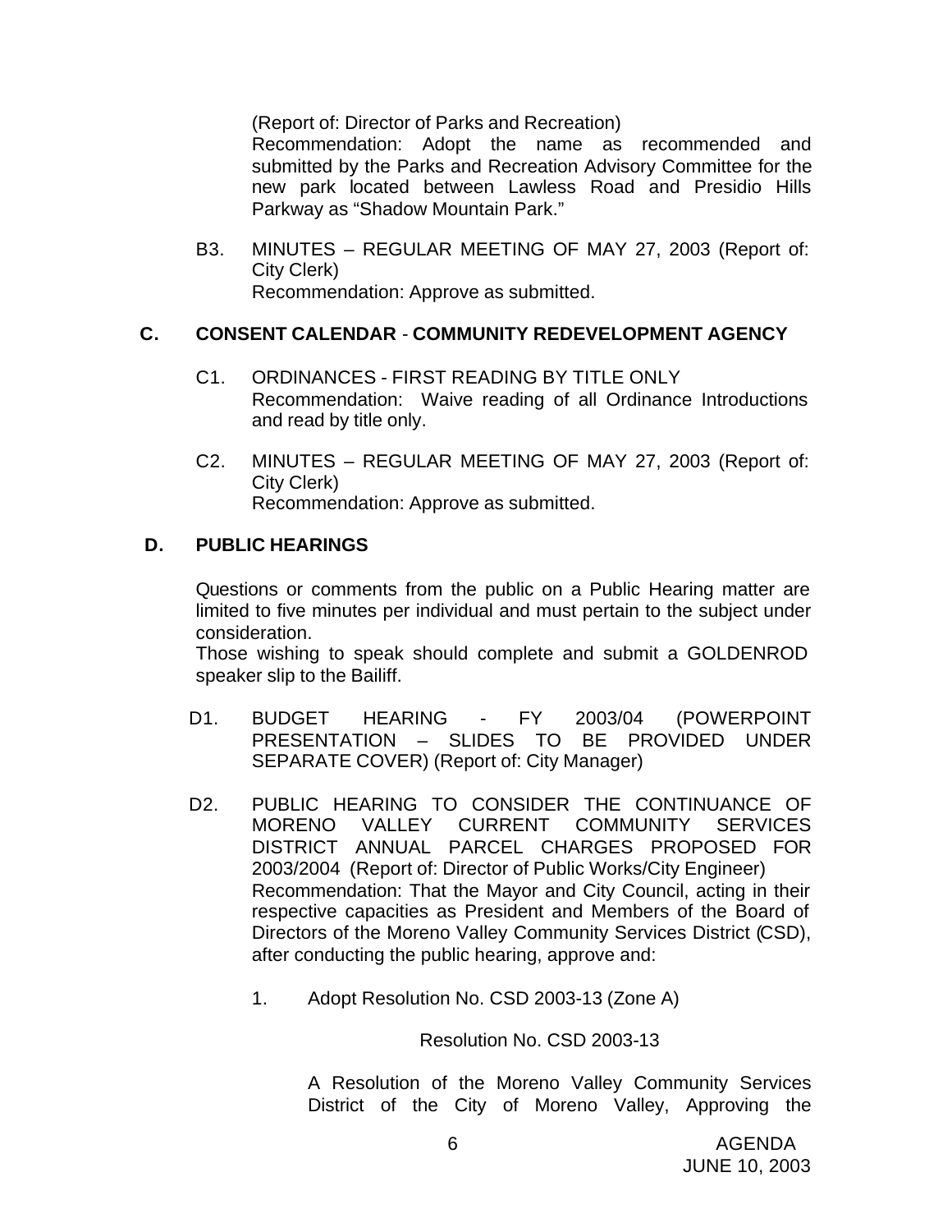(Report of: Director of Parks and Recreation)
Recommendation: Adopt the name as recommended and submitted by the Parks and Recreation Advisory Committee for the new park located between Lawless Road and Presidio Hills Parkway as "Shadow Mountain Park."

B3. MINUTES – REGULAR MEETING OF MAY 27, 2003 (Report of: City Clerk)
Recommendation: Approve as submitted.

## C. CONSENT CALENDAR - COMMUNITY REDEVELOPMENT AGENCY

C1. ORDINANCES - FIRST READING BY TITLE ONLY
Recommendation: Waive reading of all Ordinance Introductions and read by title only.

C2. MINUTES – REGULAR MEETING OF MAY 27, 2003 (Report of: City Clerk)
Recommendation: Approve as submitted.

## D. PUBLIC HEARINGS

Questions or comments from the public on a Public Hearing matter are limited to five minutes per individual and must pertain to the subject under consideration.
Those wishing to speak should complete and submit a GOLDENROD speaker slip to the Bailiff.

D1. BUDGET HEARING - FY 2003/04 (POWERPOINT PRESENTATION – SLIDES TO BE PROVIDED UNDER SEPARATE COVER) (Report of: City Manager)

D2. PUBLIC HEARING TO CONSIDER THE CONTINUANCE OF MORENO VALLEY CURRENT COMMUNITY SERVICES DISTRICT ANNUAL PARCEL CHARGES PROPOSED FOR 2003/2004 (Report of: Director of Public Works/City Engineer)
Recommendation: That the Mayor and City Council, acting in their respective capacities as President and Members of the Board of Directors of the Moreno Valley Community Services District (CSD), after conducting the public hearing, approve and:

1. Adopt Resolution No. CSD 2003-13 (Zone A)

Resolution No. CSD 2003-13

A Resolution of the Moreno Valley Community Services District of the City of Moreno Valley, Approving the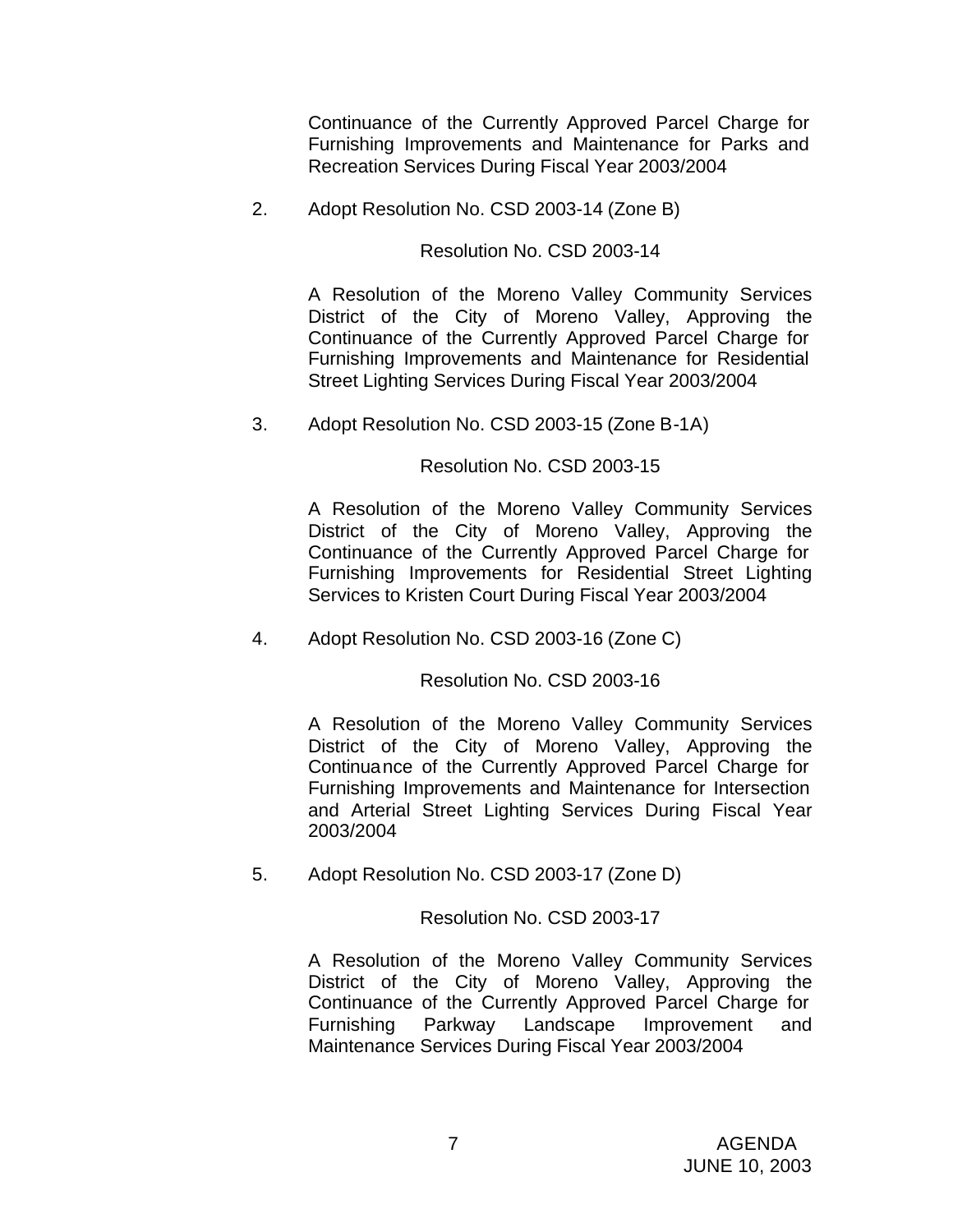Continuance of the Currently Approved Parcel Charge for Furnishing Improvements and Maintenance for Parks and Recreation Services During Fiscal Year 2003/2004

2. Adopt Resolution No. CSD 2003-14 (Zone B)

   Resolution No. CSD 2003-14

   A Resolution of the Moreno Valley Community Services District of the City of Moreno Valley, Approving the Continuance of the Currently Approved Parcel Charge for Furnishing Improvements and Maintenance for Residential Street Lighting Services During Fiscal Year 2003/2004

3. Adopt Resolution No. CSD 2003-15 (Zone B-1A)

   Resolution No. CSD 2003-15

   A Resolution of the Moreno Valley Community Services District of the City of Moreno Valley, Approving the Continuance of the Currently Approved Parcel Charge for Furnishing Improvements for Residential Street Lighting Services to Kristen Court During Fiscal Year 2003/2004

4. Adopt Resolution No. CSD 2003-16 (Zone C)

   Resolution No. CSD 2003-16

   A Resolution of the Moreno Valley Community Services District of the City of Moreno Valley, Approving the Continuance of the Currently Approved Parcel Charge for Furnishing Improvements and Maintenance for Intersection and Arterial Street Lighting Services During Fiscal Year 2003/2004

5. Adopt Resolution No. CSD 2003-17 (Zone D)

   Resolution No. CSD 2003-17

   A Resolution of the Moreno Valley Community Services District of the City of Moreno Valley, Approving the Continuance of the Currently Approved Parcel Charge for Furnishing Parkway Landscape Improvement and Maintenance Services During Fiscal Year 2003/2004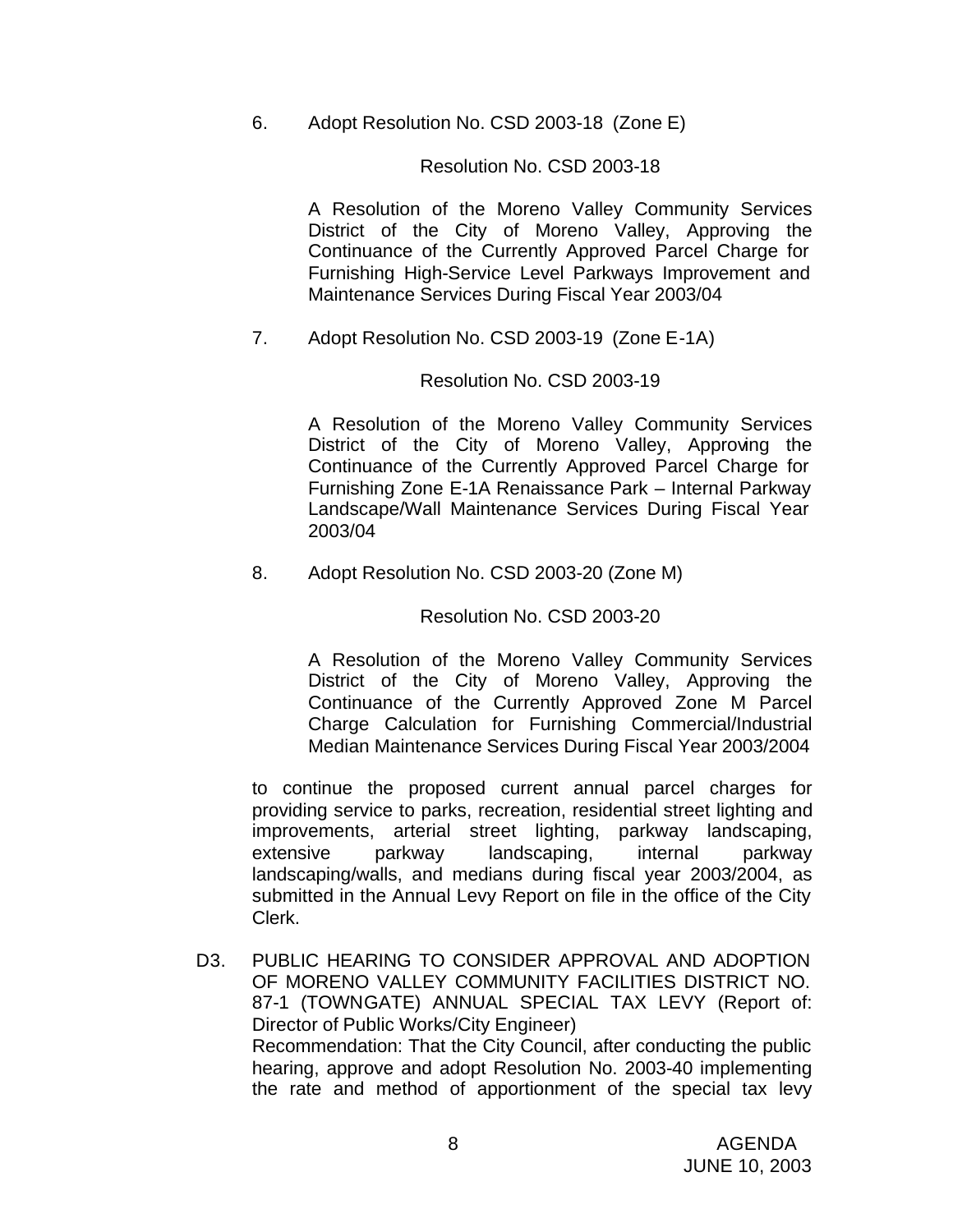6. Adopt Resolution No. CSD 2003-18 (Zone E)

   Resolution No. CSD 2003-18

   A Resolution of the Moreno Valley Community Services District of the City of Moreno Valley, Approving the Continuance of the Currently Approved Parcel Charge for Furnishing High-Service Level Parkways Improvement and Maintenance Services During Fiscal Year 2003/04

7. Adopt Resolution No. CSD 2003-19 (Zone E-1A)

   Resolution No. CSD 2003-19

   A Resolution of the Moreno Valley Community Services District of the City of Moreno Valley, Approving the Continuance of the Currently Approved Parcel Charge for Furnishing Zone E-1A Renaissance Park – Internal Parkway Landscape/Wall Maintenance Services During Fiscal Year 2003/04

8. Adopt Resolution No. CSD 2003-20 (Zone M)

   Resolution No. CSD 2003-20

   A Resolution of the Moreno Valley Community Services District of the City of Moreno Valley, Approving the Continuance of the Currently Approved Zone M Parcel Charge Calculation for Furnishing Commercial/Industrial Median Maintenance Services During Fiscal Year 2003/2004

to continue the proposed current annual parcel charges for providing service to parks, recreation, residential street lighting and improvements, arterial street lighting, parkway landscaping, extensive parkway landscaping, internal parkway landscaping/walls, and medians during fiscal year 2003/2004, as submitted in the Annual Levy Report on file in the office of the City Clerk.

D3. PUBLIC HEARING TO CONSIDER APPROVAL AND ADOPTION OF MORENO VALLEY COMMUNITY FACILITIES DISTRICT NO. 87-1 (TOWNGATE) ANNUAL SPECIAL TAX LEVY (Report of: Director of Public Works/City Engineer)
Recommendation: That the City Council, after conducting the public hearing, approve and adopt Resolution No. 2003-40 implementing the rate and method of apportionment of the special tax levy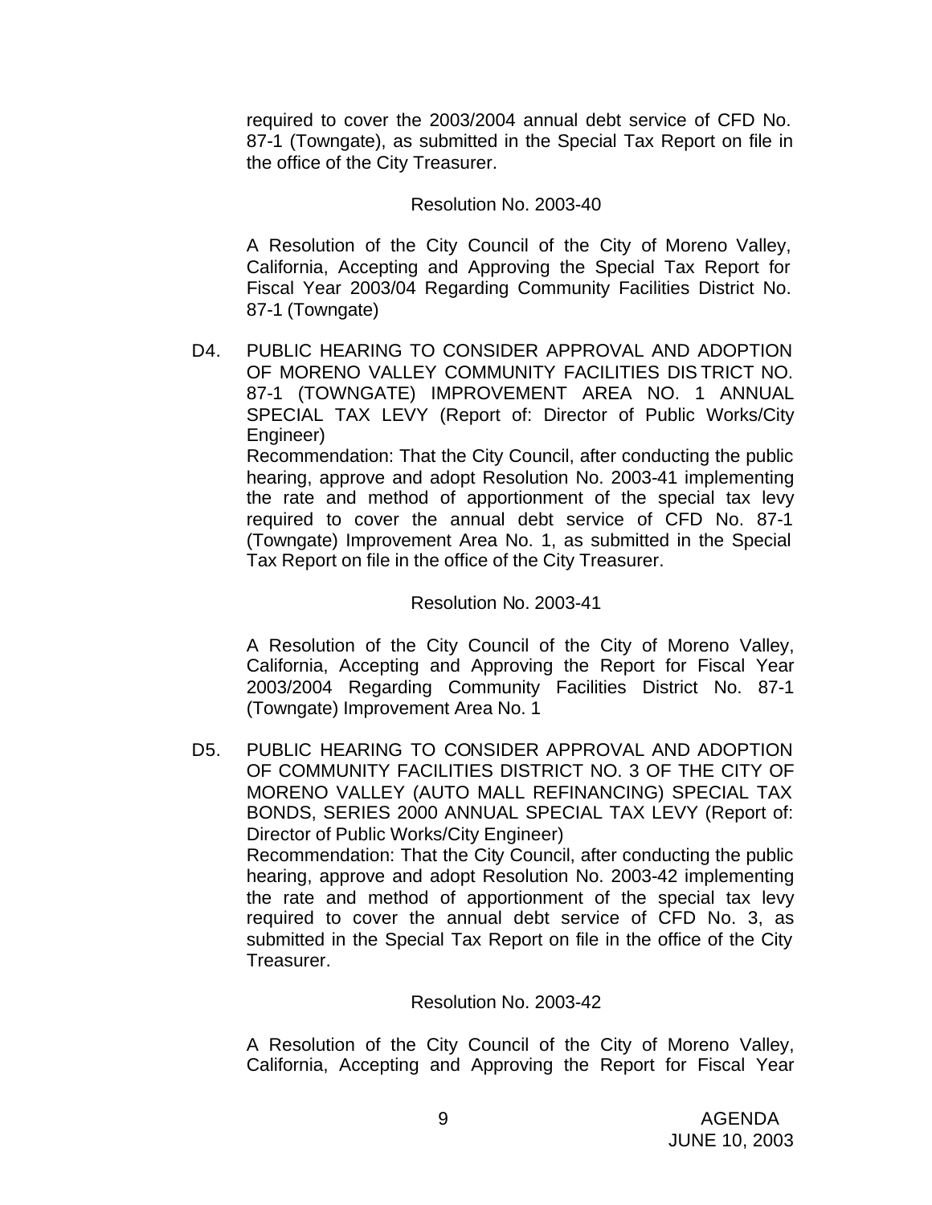required to cover the 2003/2004 annual debt service of CFD No. 87-1 (Towngate), as submitted in the Special Tax Report on file in the office of the City Treasurer.

Resolution No. 2003-40

A Resolution of the City Council of the City of Moreno Valley, California, Accepting and Approving the Special Tax Report for Fiscal Year 2003/04 Regarding Community Facilities District No. 87-1 (Towngate)

D4. PUBLIC HEARING TO CONSIDER APPROVAL AND ADOPTION OF MORENO VALLEY COMMUNITY FACILITIES DISTRICT NO. 87-1 (TOWNGATE) IMPROVEMENT AREA NO. 1 ANNUAL SPECIAL TAX LEVY (Report of: Director of Public Works/City Engineer)

Recommendation: That the City Council, after conducting the public hearing, approve and adopt Resolution No. 2003-41 implementing the rate and method of apportionment of the special tax levy required to cover the annual debt service of CFD No. 87-1 (Towngate) Improvement Area No. 1, as submitted in the Special Tax Report on file in the office of the City Treasurer.

Resolution No. 2003-41

A Resolution of the City Council of the City of Moreno Valley, California, Accepting and Approving the Report for Fiscal Year 2003/2004 Regarding Community Facilities District No. 87-1 (Towngate) Improvement Area No. 1

D5. PUBLIC HEARING TO CONSIDER APPROVAL AND ADOPTION OF COMMUNITY FACILITIES DISTRICT NO. 3 OF THE CITY OF MORENO VALLEY (AUTO MALL REFINANCING) SPECIAL TAX BONDS, SERIES 2000 ANNUAL SPECIAL TAX LEVY (Report of: Director of Public Works/City Engineer)

Recommendation: That the City Council, after conducting the public hearing, approve and adopt Resolution No. 2003-42 implementing the rate and method of apportionment of the special tax levy required to cover the annual debt service of CFD No. 3, as submitted in the Special Tax Report on file in the office of the City Treasurer.

Resolution No. 2003-42

A Resolution of the City Council of the City of Moreno Valley, California, Accepting and Approving the Report for Fiscal Year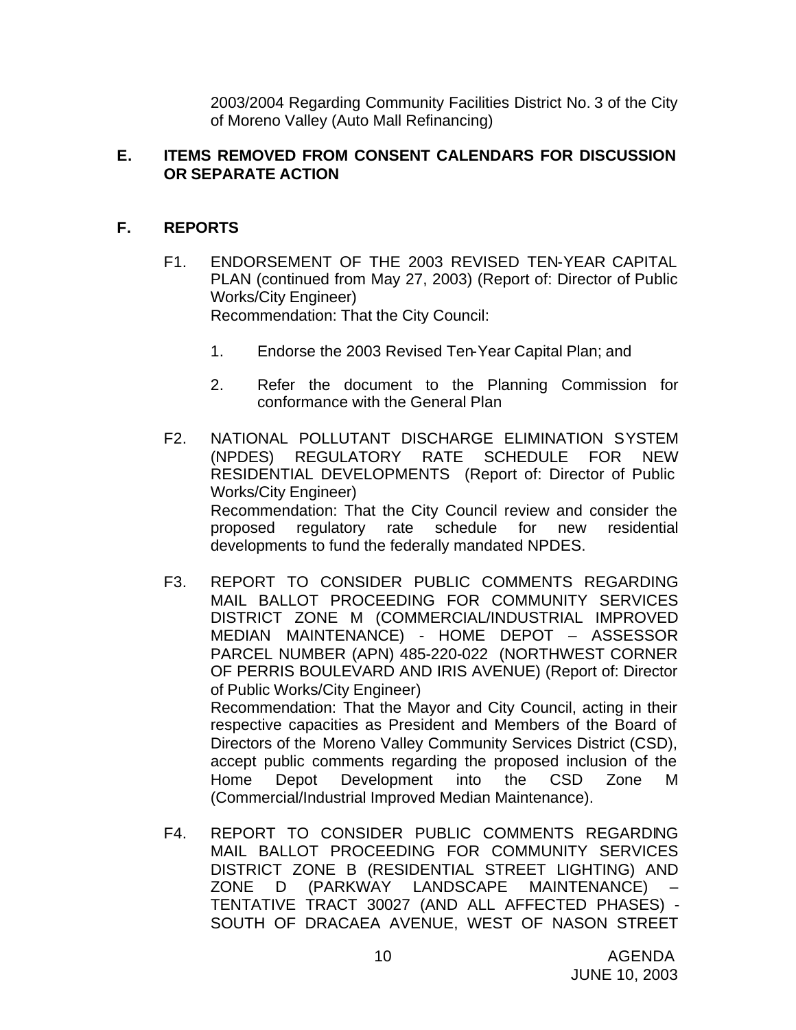2003/2004 Regarding Community Facilities District No. 3 of the City of Moreno Valley (Auto Mall Refinancing)

## E. ITEMS REMOVED FROM CONSENT CALENDARS FOR DISCUSSION OR SEPARATE ACTION

## F. REPORTS

F1. ENDORSEMENT OF THE 2003 REVISED TEN-YEAR CAPITAL PLAN (continued from May 27, 2003) (Report of: Director of Public Works/City Engineer)
Recommendation: That the City Council:

1. Endorse the 2003 Revised Ten-Year Capital Plan; and
2. Refer the document to the Planning Commission for conformance with the General Plan

F2. NATIONAL POLLUTANT DISCHARGE ELIMINATION SYSTEM (NPDES) REGULATORY RATE SCHEDULE FOR NEW RESIDENTIAL DEVELOPMENTS (Report of: Director of Public Works/City Engineer)
Recommendation: That the City Council review and consider the proposed regulatory rate schedule for new residential developments to fund the federally mandated NPDES.

F3. REPORT TO CONSIDER PUBLIC COMMENTS REGARDING MAIL BALLOT PROCEEDING FOR COMMUNITY SERVICES DISTRICT ZONE M (COMMERCIAL/INDUSTRIAL IMPROVED MEDIAN MAINTENANCE) - HOME DEPOT – ASSESSOR PARCEL NUMBER (APN) 485-220-022 (NORTHWEST CORNER OF PERRIS BOULEVARD AND IRIS AVENUE) (Report of: Director of Public Works/City Engineer)
Recommendation: That the Mayor and City Council, acting in their respective capacities as President and Members of the Board of Directors of the Moreno Valley Community Services District (CSD), accept public comments regarding the proposed inclusion of the Home Depot Development into the CSD Zone M (Commercial/Industrial Improved Median Maintenance).

F4. REPORT TO CONSIDER PUBLIC COMMENTS REGARDING MAIL BALLOT PROCEEDING FOR COMMUNITY SERVICES DISTRICT ZONE B (RESIDENTIAL STREET LIGHTING) AND ZONE D (PARKWAY LANDSCAPE MAINTENANCE) – TENTATIVE TRACT 30027 (AND ALL AFFECTED PHASES) - SOUTH OF DRACAEA AVENUE, WEST OF NASON STREET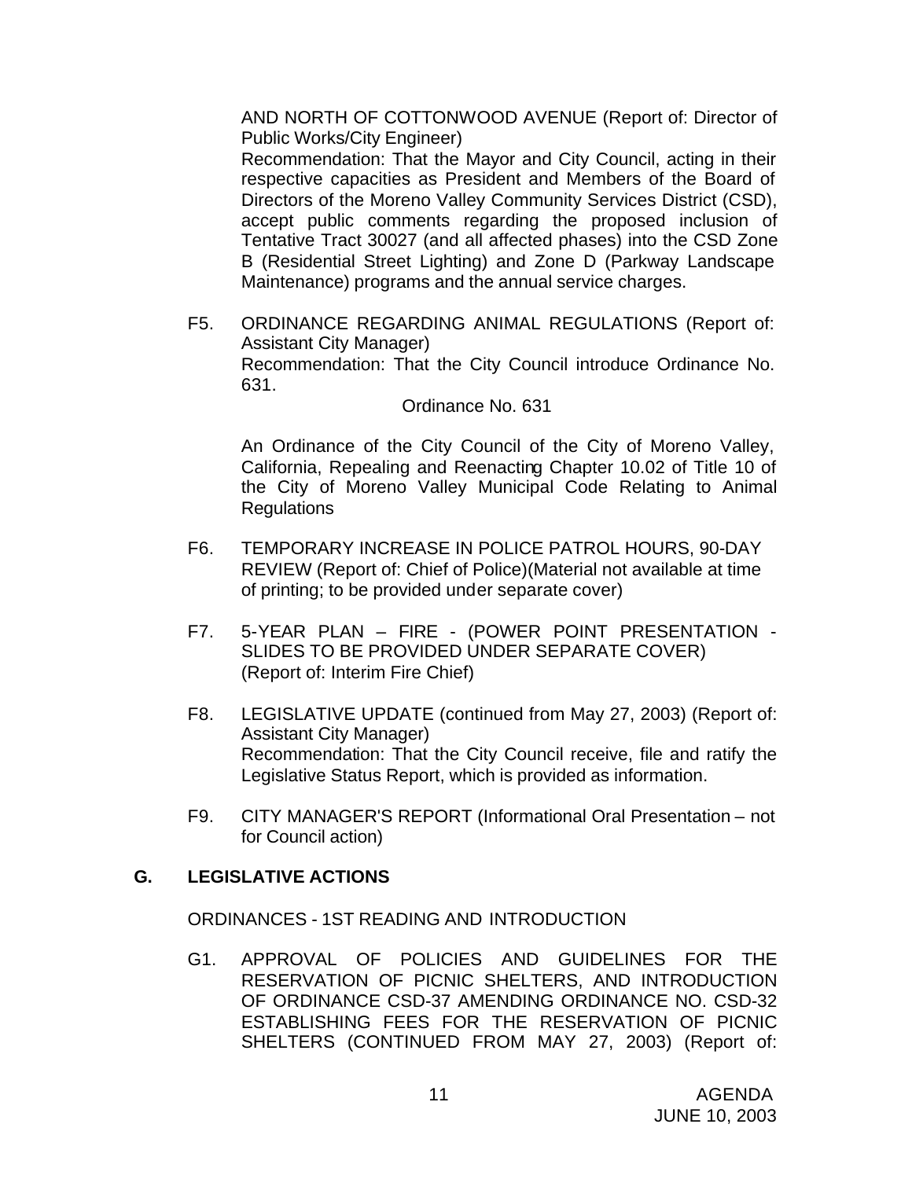AND NORTH OF COTTONWOOD AVENUE (Report of: Director of Public Works/City Engineer)
Recommendation: That the Mayor and City Council, acting in their respective capacities as President and Members of the Board of Directors of the Moreno Valley Community Services District (CSD), accept public comments regarding the proposed inclusion of Tentative Tract 30027 (and all affected phases) into the CSD Zone B (Residential Street Lighting) and Zone D (Parkway Landscape Maintenance) programs and the annual service charges.

F5. ORDINANCE REGARDING ANIMAL REGULATIONS (Report of: Assistant City Manager)
Recommendation: That the City Council introduce Ordinance No. 631.

Ordinance No. 631

An Ordinance of the City Council of the City of Moreno Valley, California, Repealing and Reenacting Chapter 10.02 of Title 10 of the City of Moreno Valley Municipal Code Relating to Animal Regulations

F6. TEMPORARY INCREASE IN POLICE PATROL HOURS, 90-DAY REVIEW (Report of: Chief of Police)(Material not available at time of printing; to be provided under separate cover)

F7. 5-YEAR PLAN – FIRE - (POWER POINT PRESENTATION - SLIDES TO BE PROVIDED UNDER SEPARATE COVER) (Report of: Interim Fire Chief)

F8. LEGISLATIVE UPDATE (continued from May 27, 2003) (Report of: Assistant City Manager)
Recommendation: That the City Council receive, file and ratify the Legislative Status Report, which is provided as information.

F9. CITY MANAGER'S REPORT (Informational Oral Presentation – not for Council action)

## G. LEGISLATIVE ACTIONS

ORDINANCES - 1ST READING AND INTRODUCTION

G1. APPROVAL OF POLICIES AND GUIDELINES FOR THE RESERVATION OF PICNIC SHELTERS, AND INTRODUCTION OF ORDINANCE CSD-37 AMENDING ORDINANCE NO. CSD-32 ESTABLISHING FEES FOR THE RESERVATION OF PICNIC SHELTERS (CONTINUED FROM MAY 27, 2003) (Report of: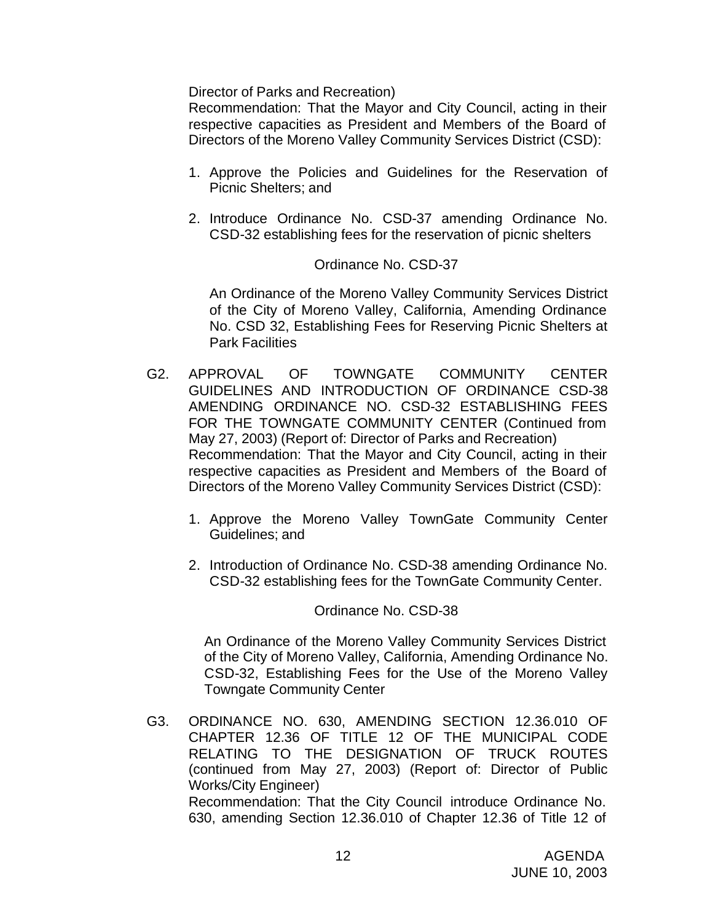Director of Parks and Recreation)

Recommendation: That the Mayor and City Council, acting in their respective capacities as President and Members of the Board of Directors of the Moreno Valley Community Services District (CSD):

1. Approve the Policies and Guidelines for the Reservation of Picnic Shelters; and

2. Introduce Ordinance No. CSD-37 amending Ordinance No. CSD-32 establishing fees for the reservation of picnic shelters

Ordinance No. CSD-37

An Ordinance of the Moreno Valley Community Services District of the City of Moreno Valley, California, Amending Ordinance No. CSD 32, Establishing Fees for Reserving Picnic Shelters at Park Facilities

G2. APPROVAL OF TOWNGATE COMMUNITY CENTER GUIDELINES AND INTRODUCTION OF ORDINANCE CSD-38 AMENDING ORDINANCE NO. CSD-32 ESTABLISHING FEES FOR THE TOWNGATE COMMUNITY CENTER (Continued from May 27, 2003) (Report of: Director of Parks and Recreation)

Recommendation: That the Mayor and City Council, acting in their respective capacities as President and Members of the Board of Directors of the Moreno Valley Community Services District (CSD):

1. Approve the Moreno Valley TownGate Community Center Guidelines; and

2. Introduction of Ordinance No. CSD-38 amending Ordinance No. CSD-32 establishing fees for the TownGate Community Center.

Ordinance No. CSD-38

An Ordinance of the Moreno Valley Community Services District of the City of Moreno Valley, California, Amending Ordinance No. CSD-32, Establishing Fees for the Use of the Moreno Valley Towngate Community Center

G3. ORDINANCE NO. 630, AMENDING SECTION 12.36.010 OF CHAPTER 12.36 OF TITLE 12 OF THE MUNICIPAL CODE RELATING TO THE DESIGNATION OF TRUCK ROUTES (continued from May 27, 2003) (Report of: Director of Public Works/City Engineer)

Recommendation: That the City Council introduce Ordinance No. 630, amending Section 12.36.010 of Chapter 12.36 of Title 12 of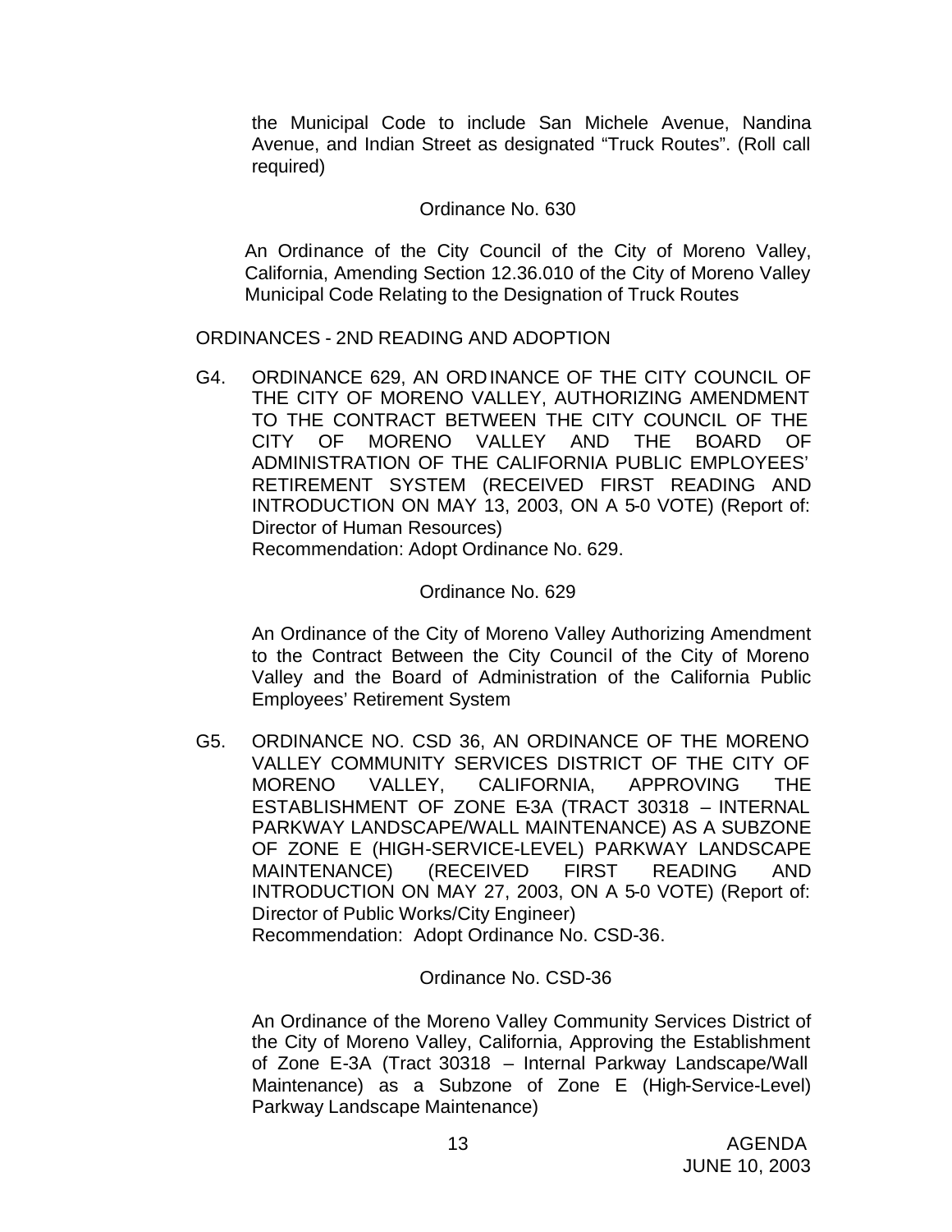the Municipal Code to include San Michele Avenue, Nandina Avenue, and Indian Street as designated "Truck Routes". (Roll call required)

Ordinance No. 630

An Ordinance of the City Council of the City of Moreno Valley, California, Amending Section 12.36.010 of the City of Moreno Valley Municipal Code Relating to the Designation of Truck Routes

ORDINANCES - 2ND READING AND ADOPTION

G4. ORDINANCE 629, AN ORDINANCE OF THE CITY COUNCIL OF THE CITY OF MORENO VALLEY, AUTHORIZING AMENDMENT TO THE CONTRACT BETWEEN THE CITY COUNCIL OF THE CITY OF MORENO VALLEY AND THE BOARD OF ADMINISTRATION OF THE CALIFORNIA PUBLIC EMPLOYEES' RETIREMENT SYSTEM (RECEIVED FIRST READING AND INTRODUCTION ON MAY 13, 2003, ON A 5-0 VOTE) (Report of: Director of Human Resources)
Recommendation: Adopt Ordinance No. 629.

Ordinance No. 629

An Ordinance of the City of Moreno Valley Authorizing Amendment to the Contract Between the City Council of the City of Moreno Valley and the Board of Administration of the California Public Employees' Retirement System

G5. ORDINANCE NO. CSD 36, AN ORDINANCE OF THE MORENO VALLEY COMMUNITY SERVICES DISTRICT OF THE CITY OF MORENO VALLEY, CALIFORNIA, APPROVING THE ESTABLISHMENT OF ZONE E-3A (TRACT 30318 – INTERNAL PARKWAY LANDSCAPE/WALL MAINTENANCE) AS A SUBZONE OF ZONE E (HIGH-SERVICE-LEVEL) PARKWAY LANDSCAPE MAINTENANCE) (RECEIVED FIRST READING AND INTRODUCTION ON MAY 27, 2003, ON A 5-0 VOTE) (Report of: Director of Public Works/City Engineer)
Recommendation: Adopt Ordinance No. CSD-36.

Ordinance No. CSD-36

An Ordinance of the Moreno Valley Community Services District of the City of Moreno Valley, California, Approving the Establishment of Zone E-3A (Tract 30318 – Internal Parkway Landscape/Wall Maintenance) as a Subzone of Zone E (High-Service-Level) Parkway Landscape Maintenance)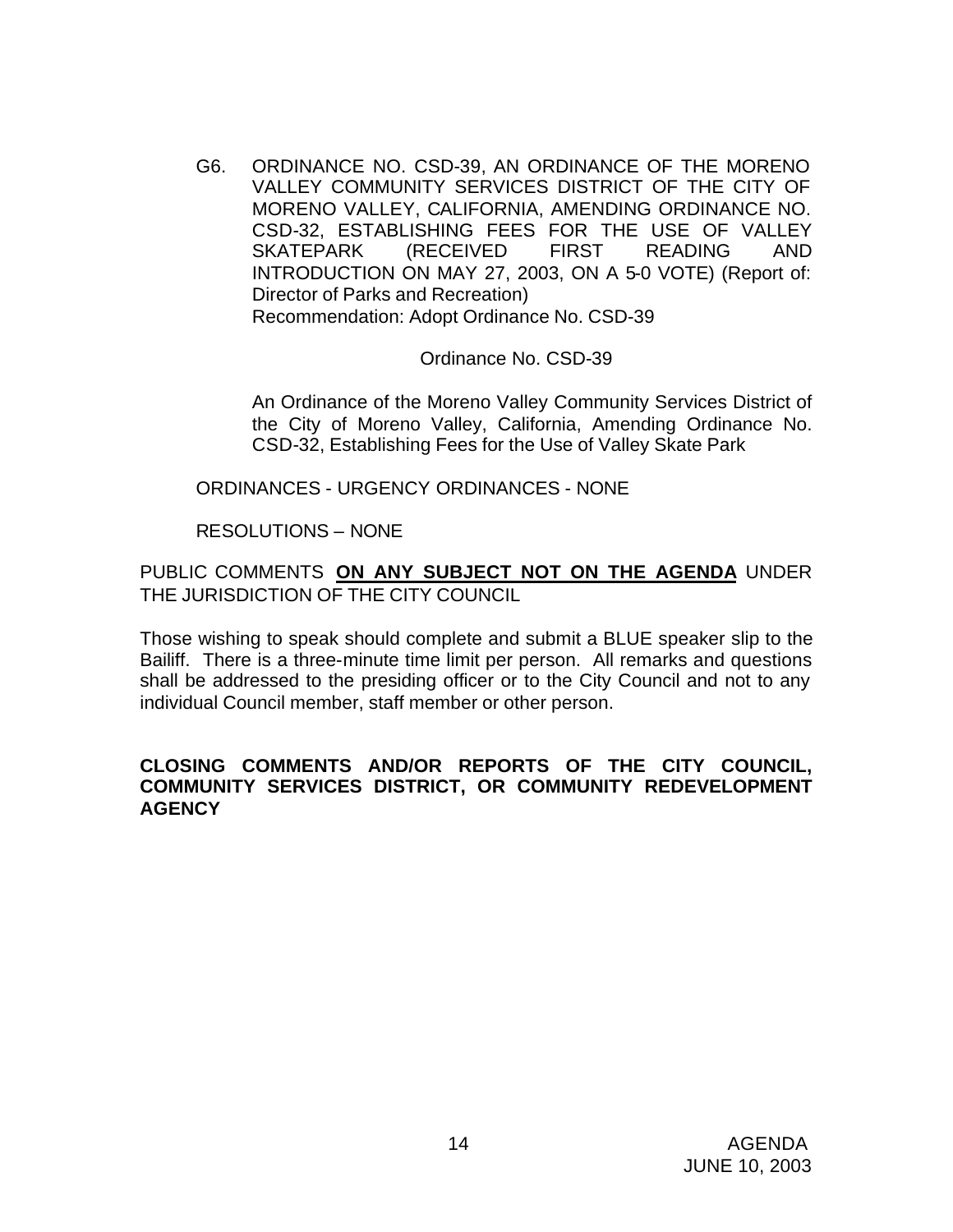G6. ORDINANCE NO. CSD-39, AN ORDINANCE OF THE MORENO VALLEY COMMUNITY SERVICES DISTRICT OF THE CITY OF MORENO VALLEY, CALIFORNIA, AMENDING ORDINANCE NO. CSD-32, ESTABLISHING FEES FOR THE USE OF VALLEY SKATEPARK (RECEIVED FIRST READING AND INTRODUCTION ON MAY 27, 2003, ON A 5-0 VOTE) (Report of: Director of Parks and Recreation)
Recommendation: Adopt Ordinance No. CSD-39

Ordinance No. CSD-39

An Ordinance of the Moreno Valley Community Services District of the City of Moreno Valley, California, Amending Ordinance No. CSD-32, Establishing Fees for the Use of Valley Skate Park

ORDINANCES - URGENCY ORDINANCES - NONE

RESOLUTIONS – NONE

PUBLIC COMMENTS **ON ANY SUBJECT NOT ON THE AGENDA** UNDER THE JURISDICTION OF THE CITY COUNCIL

Those wishing to speak should complete and submit a BLUE speaker slip to the Bailiff. There is a three-minute time limit per person. All remarks and questions shall be addressed to the presiding officer or to the City Council and not to any individual Council member, staff member or other person.

**CLOSING COMMENTS AND/OR REPORTS OF THE CITY COUNCIL, COMMUNITY SERVICES DISTRICT, OR COMMUNITY REDEVELOPMENT AGENCY**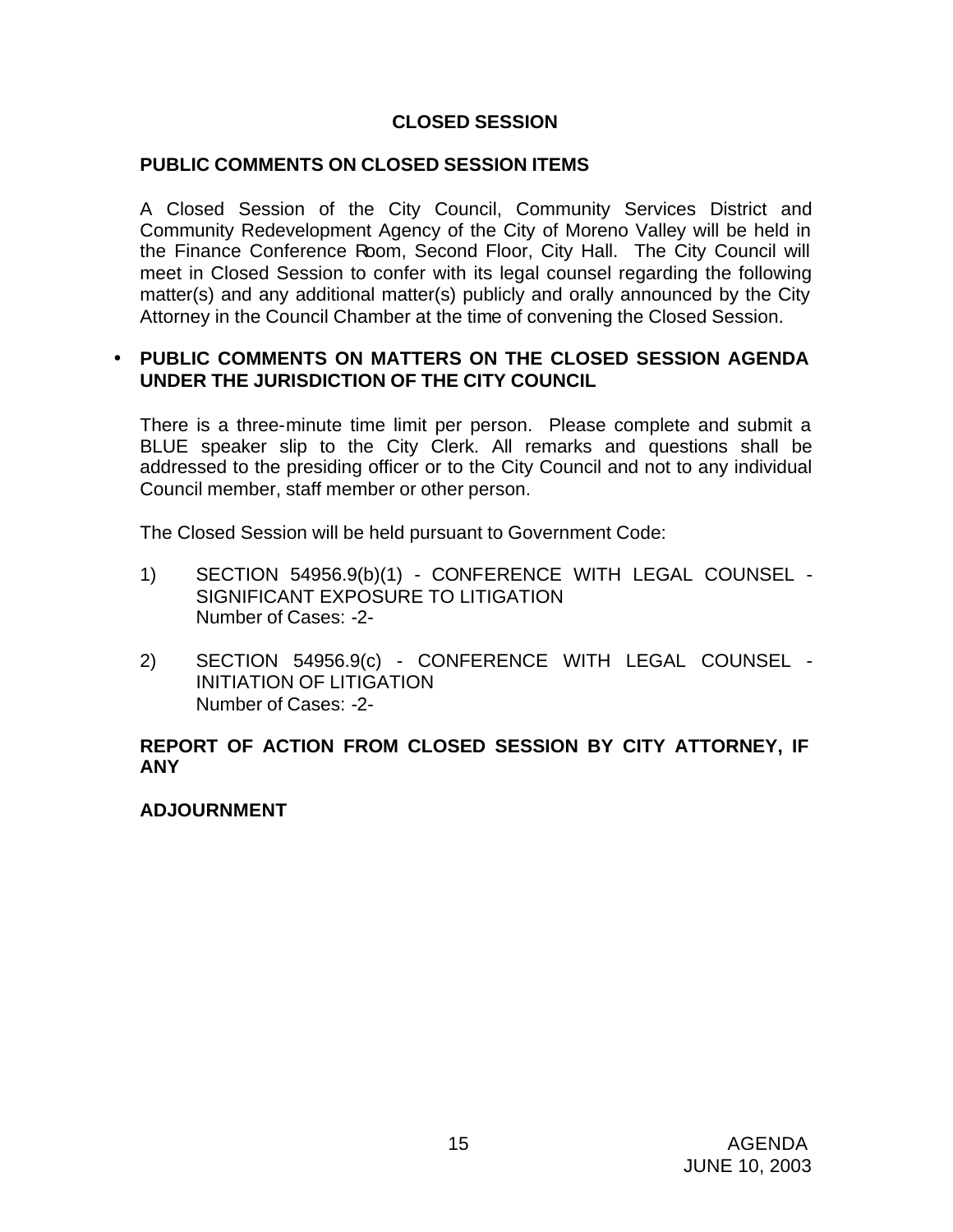## CLOSED SESSION

**PUBLIC COMMENTS ON CLOSED SESSION ITEMS**

A Closed Session of the City Council, Community Services District and Community Redevelopment Agency of the City of Moreno Valley will be held in the Finance Conference Room, Second Floor, City Hall. The City Council will meet in Closed Session to confer with its legal counsel regarding the following matter(s) and any additional matter(s) publicly and orally announced by the City Attorney in the Council Chamber at the time of convening the Closed Session.

- **PUBLIC COMMENTS ON MATTERS ON THE CLOSED SESSION AGENDA UNDER THE JURISDICTION OF THE CITY COUNCIL**

There is a three-minute time limit per person. Please complete and submit a BLUE speaker slip to the City Clerk. All remarks and questions shall be addressed to the presiding officer or to the City Council and not to any individual Council member, staff member or other person.

The Closed Session will be held pursuant to Government Code:

1) SECTION 54956.9(b)(1) - CONFERENCE WITH LEGAL COUNSEL - SIGNIFICANT EXPOSURE TO LITIGATION
   Number of Cases: -2-

2) SECTION 54956.9(c) - CONFERENCE WITH LEGAL COUNSEL - INITIATION OF LITIGATION
   Number of Cases: -2-

**REPORT OF ACTION FROM CLOSED SESSION BY CITY ATTORNEY, IF ANY**

**ADJOURNMENT**